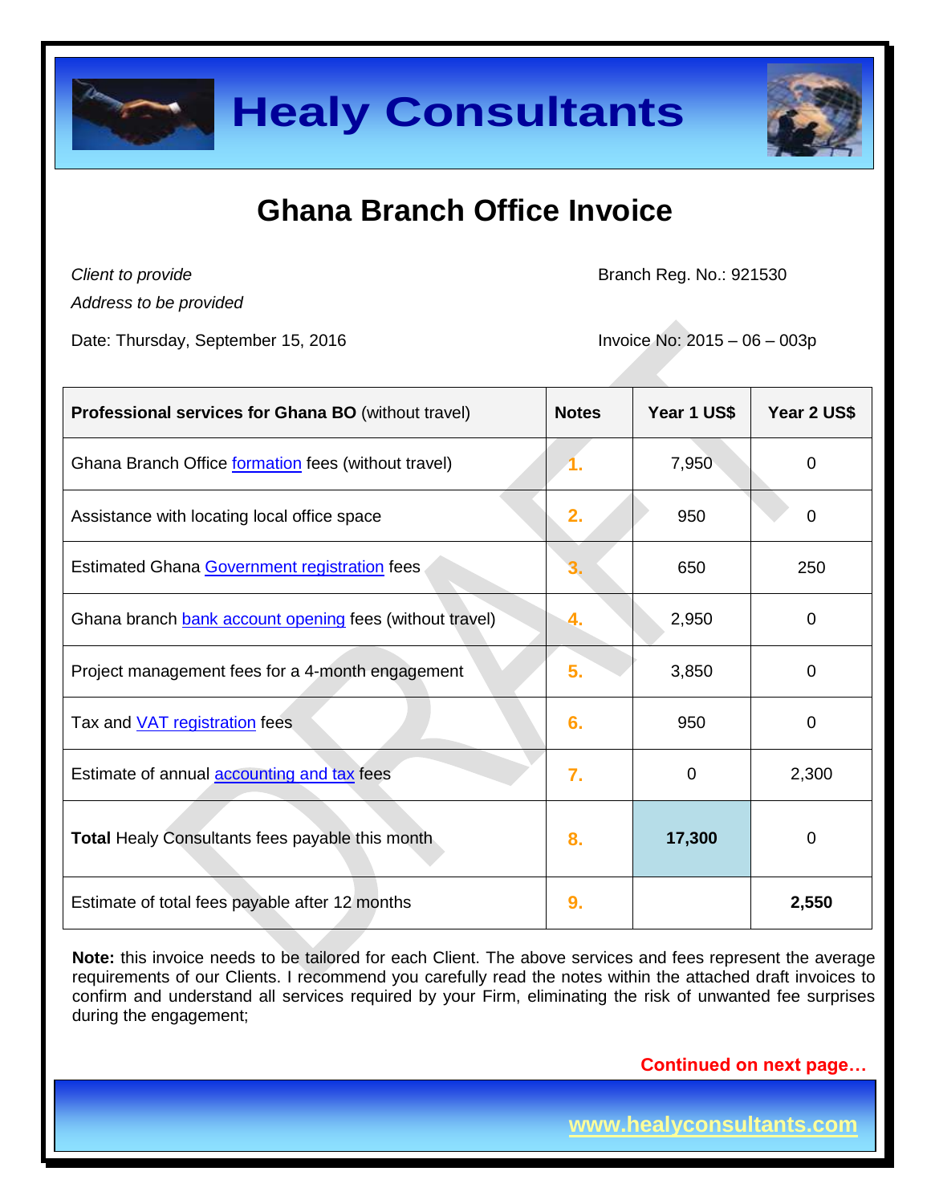# Healy Consultants

## Ghana Branch Office Invoice

*Client to provide*
*Address to be provided*

Branch Reg. No.: 921530

Date: Thursday, September 15, 2016

Invoice No: 2015 – 06 – 003p

| **Professional services for Ghana BO** (without travel) | **Notes** | **Year 1 US$** | **Year 2 US$** |
|---|---|---|---|
| Ghana Branch Office formation fees (without travel) | 1. | 7,950 | 0 |
| Assistance with locating local office space | 2. | 950 | 0 |
| Estimated Ghana Government registration fees | 3. | 650 | 250 |
| Ghana branch bank account opening fees (without travel) | 4. | 2,950 | 0 |
| Project management fees for a 4-month engagement | 5. | 3,850 | 0 |
| Tax and VAT registration fees | 6. | 950 | 0 |
| Estimate of annual accounting and tax fees | 7. | 0 | 2,300 |
| **Total** Healy Consultants fees payable this month | 8. | **17,300** | 0 |
| Estimate of total fees payable after 12 months | 9. | | **2,550** |

**Note:** this invoice needs to be tailored for each Client. The above services and fees represent the average requirements of our Clients. I recommend you carefully read the notes within the attached draft invoices to confirm and understand all services required by your Firm, eliminating the risk of unwanted fee surprises during the engagement;

**Continued on next page…**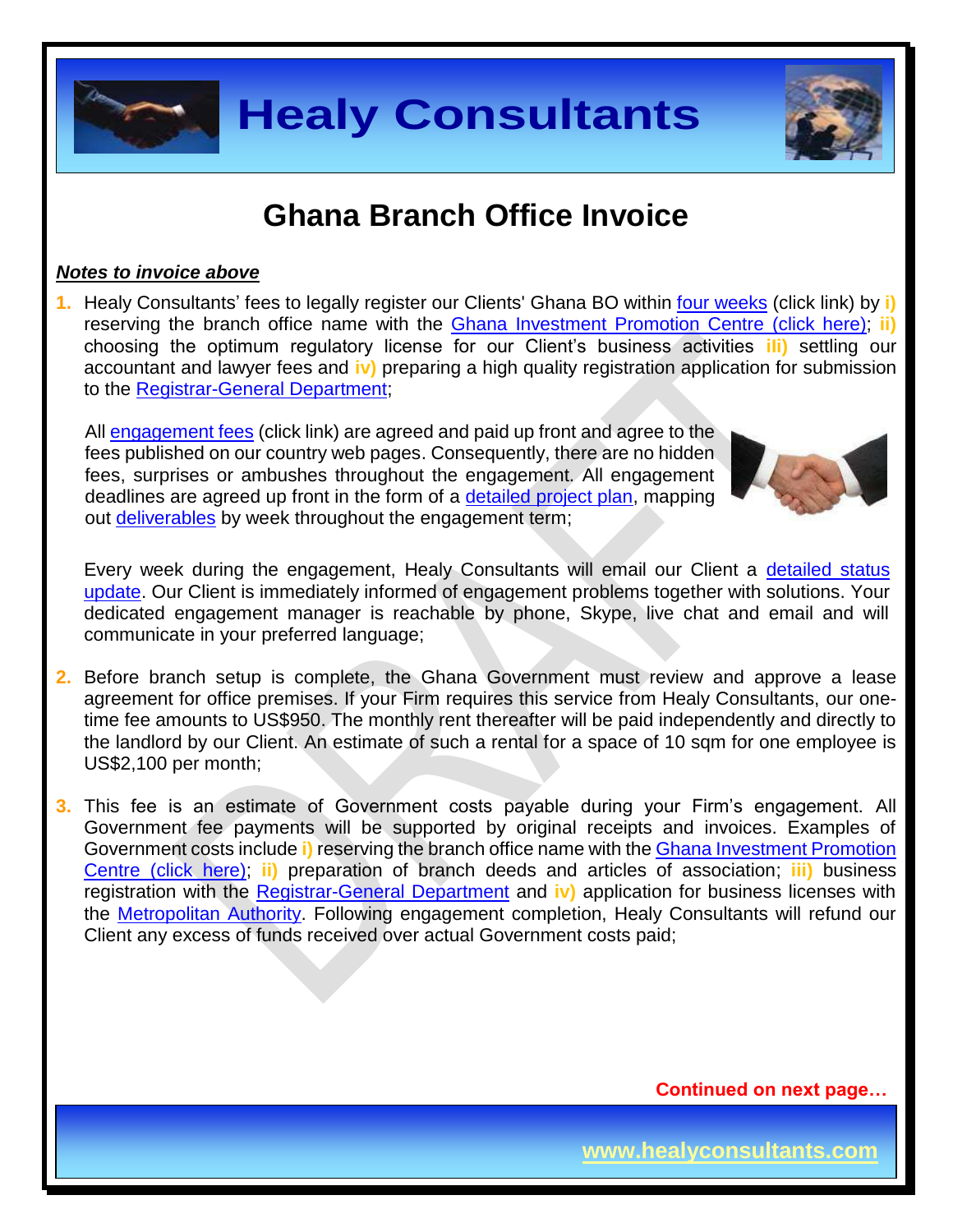# Ghana Branch Office Invoice

***Notes to invoice above***

1. Healy Consultants' fees to legally register our Clients' Ghana BO within four weeks (click link) by **i)** reserving the branch office name with the Ghana Investment Promotion Centre (click here); **ii)** choosing the optimum regulatory license for our Client's business activities **iii)** settling our accountant and lawyer fees and **iv)** preparing a high quality registration application for submission to the Registrar-General Department;

   All engagement fees (click link) are agreed and paid up front and agree to the fees published on our country web pages. Consequently, there are no hidden fees, surprises or ambushes throughout the engagement. All engagement deadlines are agreed up front in the form of a detailed project plan, mapping out deliverables by week throughout the engagement term;

   Every week during the engagement, Healy Consultants will email our Client a detailed status update. Our Client is immediately informed of engagement problems together with solutions. Your dedicated engagement manager is reachable by phone, Skype, live chat and email and will communicate in your preferred language;

2. Before branch setup is complete, the Ghana Government must review and approve a lease agreement for office premises. If your Firm requires this service from Healy Consultants, our one-time fee amounts to US$950. The monthly rent thereafter will be paid independently and directly to the landlord by our Client. An estimate of such a rental for a space of 10 sqm for one employee is US$2,100 per month;

3. This fee is an estimate of Government costs payable during your Firm's engagement. All Government fee payments will be supported by original receipts and invoices. Examples of Government costs include **i)** reserving the branch office name with the Ghana Investment Promotion Centre (click here); **ii)** preparation of branch deeds and articles of association; **iii)** business registration with the Registrar-General Department and **iv)** application for business licenses with the Metropolitan Authority. Following engagement completion, Healy Consultants will refund our Client any excess of funds received over actual Government costs paid;

**Continued on next page…**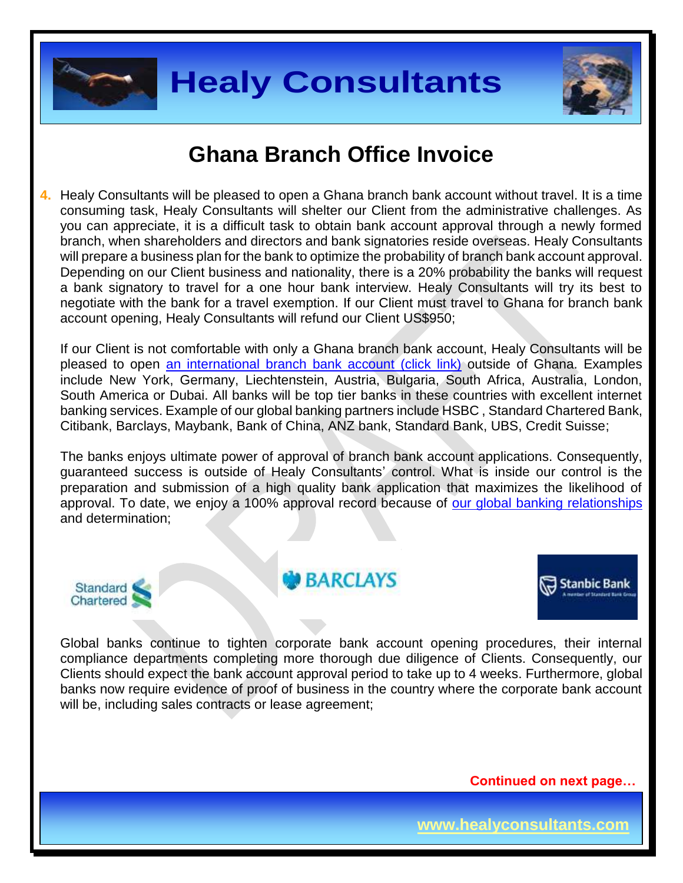# Ghana Branch Office Invoice

4. Healy Consultants will be pleased to open a Ghana branch bank account without travel. It is a time consuming task, Healy Consultants will shelter our Client from the administrative challenges. As you can appreciate, it is a difficult task to obtain bank account approval through a newly formed branch, when shareholders and directors and bank signatories reside overseas. Healy Consultants will prepare a business plan for the bank to optimize the probability of branch bank account approval. Depending on our Client business and nationality, there is a 20% probability the banks will request a bank signatory to travel for a one hour bank interview. Healy Consultants will try its best to negotiate with the bank for a travel exemption. If our Client must travel to Ghana for branch bank account opening, Healy Consultants will refund our Client US$950;

   If our Client is not comfortable with only a Ghana branch bank account, Healy Consultants will be pleased to open an international branch bank account (click link) outside of Ghana. Examples include New York, Germany, Liechtenstein, Austria, Bulgaria, South Africa, Australia, London, South America or Dubai. All banks will be top tier banks in these countries with excellent internet banking services. Example of our global banking partners include HSBC , Standard Chartered Bank, Citibank, Barclays, Maybank, Bank of China, ANZ bank, Standard Bank, UBS, Credit Suisse;

   The banks enjoys ultimate power of approval of branch bank account applications. Consequently, guaranteed success is outside of Healy Consultants' control. What is inside our control is the preparation and submission of a high quality bank application that maximizes the likelihood of approval. To date, we enjoy a 100% approval record because of our global banking relationships and determination;

   Global banks continue to tighten corporate bank account opening procedures, their internal compliance departments completing more thorough due diligence of Clients. Consequently, our Clients should expect the bank account approval period to take up to 4 weeks. Furthermore, global banks now require evidence of proof of business in the country where the corporate bank account will be, including sales contracts or lease agreement;

**Continued on next page…**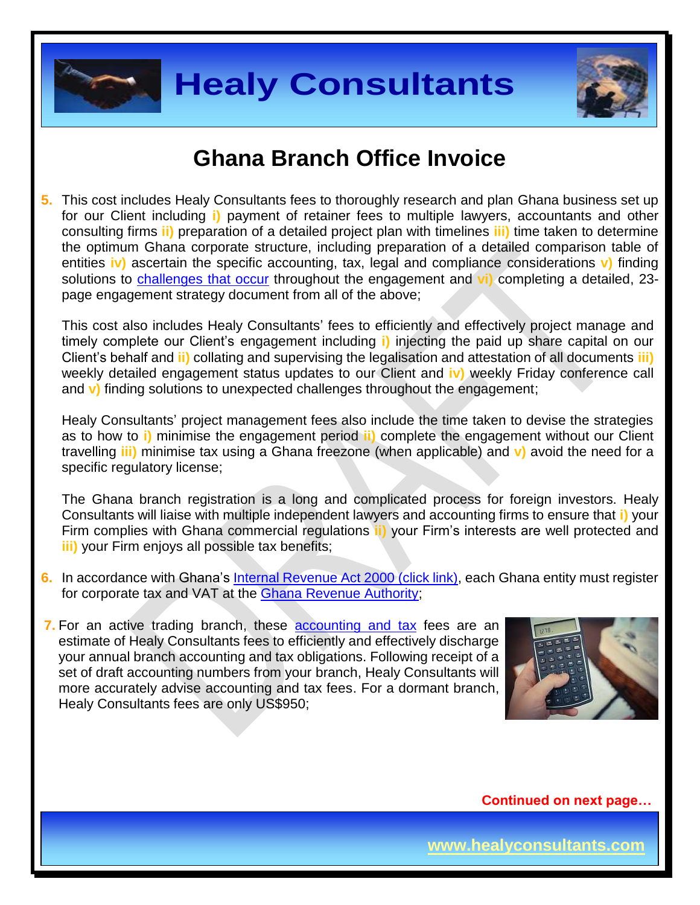# Ghana Branch Office Invoice

5. This cost includes Healy Consultants fees to thoroughly research and plan Ghana business set up for our Client including **i)** payment of retainer fees to multiple lawyers, accountants and other consulting firms **ii)** preparation of a detailed project plan with timelines **iii)** time taken to determine the optimum Ghana corporate structure, including preparation of a detailed comparison table of entities **iv)** ascertain the specific accounting, tax, legal and compliance considerations **v)** finding solutions to challenges that occur throughout the engagement and **vi)** completing a detailed, 23-page engagement strategy document from all of the above;

   This cost also includes Healy Consultants' fees to efficiently and effectively project manage and timely complete our Client's engagement including **i)** injecting the paid up share capital on our Client's behalf and **ii)** collating and supervising the legalisation and attestation of all documents **iii)** weekly detailed engagement status updates to our Client and **iv)** weekly Friday conference call and **v)** finding solutions to unexpected challenges throughout the engagement;

   Healy Consultants' project management fees also include the time taken to devise the strategies as to how to **i)** minimise the engagement period **ii)** complete the engagement without our Client travelling **iii)** minimise tax using a Ghana freezone (when applicable) and **v)** avoid the need for a specific regulatory license;

   The Ghana branch registration is a long and complicated process for foreign investors. Healy Consultants will liaise with multiple independent lawyers and accounting firms to ensure that **i)** your Firm complies with Ghana commercial regulations **ii)** your Firm's interests are well protected and **iii)** your Firm enjoys all possible tax benefits;

6. In accordance with Ghana's Internal Revenue Act 2000 (click link), each Ghana entity must register for corporate tax and VAT at the Ghana Revenue Authority;

7. For an active trading branch, these accounting and tax fees are an estimate of Healy Consultants fees to efficiently and effectively discharge your annual branch accounting and tax obligations. Following receipt of a set of draft accounting numbers from your branch, Healy Consultants will more accurately advise accounting and tax fees. For a dormant branch, Healy Consultants fees are only US$950;

**Continued on next page…**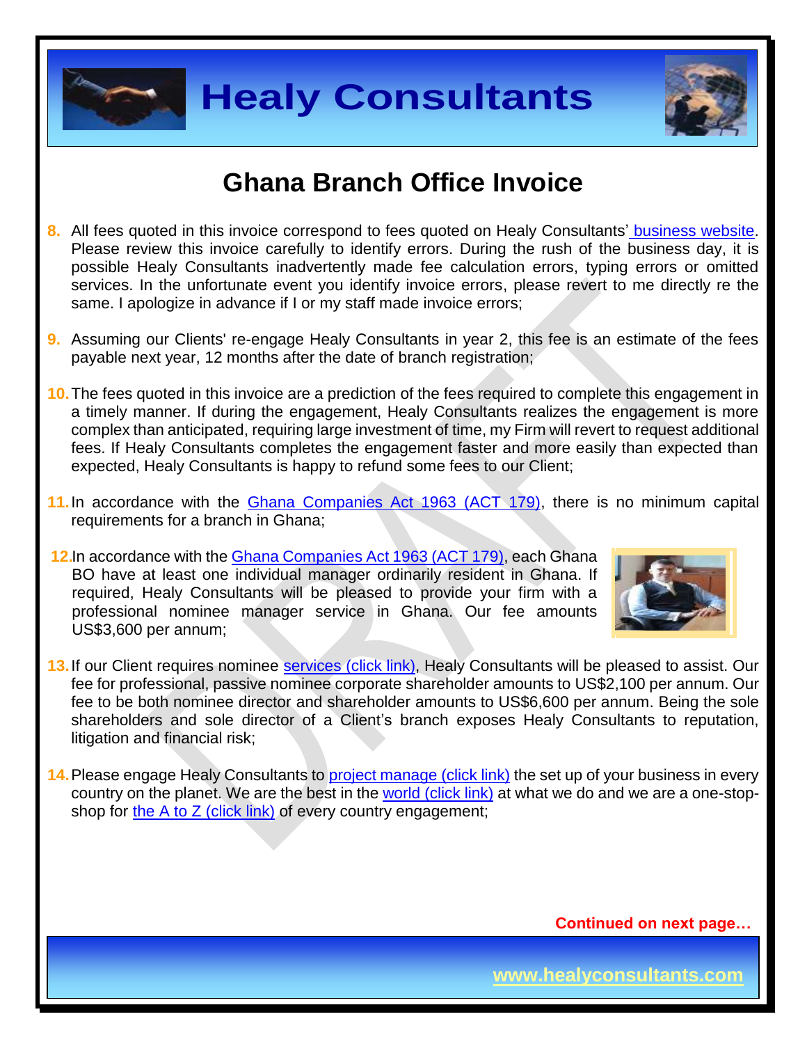# Ghana Branch Office Invoice

8. All fees quoted in this invoice correspond to fees quoted on Healy Consultants' business website. Please review this invoice carefully to identify errors. During the rush of the business day, it is possible Healy Consultants inadvertently made fee calculation errors, typing errors or omitted services. In the unfortunate event you identify invoice errors, please revert to me directly re the same. I apologize in advance if I or my staff made invoice errors;

9. Assuming our Clients' re-engage Healy Consultants in year 2, this fee is an estimate of the fees payable next year, 12 months after the date of branch registration;

10. The fees quoted in this invoice are a prediction of the fees required to complete this engagement in a timely manner. If during the engagement, Healy Consultants realizes the engagement is more complex than anticipated, requiring large investment of time, my Firm will revert to request additional fees. If Healy Consultants completes the engagement faster and more easily than expected than expected, Healy Consultants is happy to refund some fees to our Client;

11. In accordance with the Ghana Companies Act 1963 (ACT 179), there is no minimum capital requirements for a branch in Ghana;

12. In accordance with the Ghana Companies Act 1963 (ACT 179), each Ghana BO have at least one individual manager ordinarily resident in Ghana. If required, Healy Consultants will be pleased to provide your firm with a professional nominee manager service in Ghana. Our fee amounts US$3,600 per annum;

13. If our Client requires nominee services (click link), Healy Consultants will be pleased to assist. Our fee for professional, passive nominee corporate shareholder amounts to US$2,100 per annum. Our fee to be both nominee director and shareholder amounts to US$6,600 per annum. Being the sole shareholders and sole director of a Client's branch exposes Healy Consultants to reputation, litigation and financial risk;

14. Please engage Healy Consultants to project manage (click link) the set up of your business in every country on the planet. We are the best in the world (click link) at what we do and we are a one-stop-shop for the A to Z (click link) of every country engagement;

**Continued on next page…**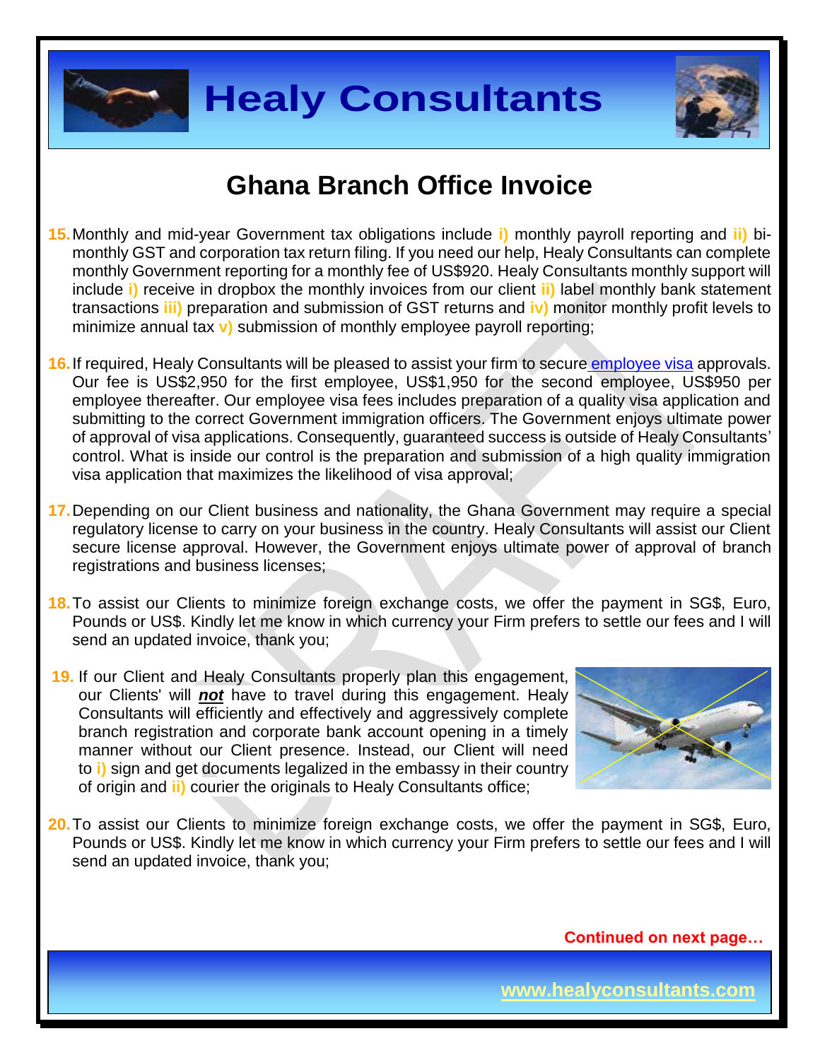# Ghana Branch Office Invoice

15. Monthly and mid-year Government tax obligations include **i)** monthly payroll reporting and **ii)** bi-monthly GST and corporation tax return filing. If you need our help, Healy Consultants can complete monthly Government reporting for a monthly fee of US$920. Healy Consultants monthly support will include **i)** receive in dropbox the monthly invoices from our client **ii)** label monthly bank statement transactions **iii)** preparation and submission of GST returns and **iv)** monitor monthly profit levels to minimize annual tax **v)** submission of monthly employee payroll reporting;

16. If required, Healy Consultants will be pleased to assist your firm to secure employee visa approvals. Our fee is US$2,950 for the first employee, US$1,950 for the second employee, US$950 per employee thereafter. Our employee visa fees includes preparation of a quality visa application and submitting to the correct Government immigration officers. The Government enjoys ultimate power of approval of visa applications. Consequently, guaranteed success is outside of Healy Consultants' control. What is inside our control is the preparation and submission of a high quality immigration visa application that maximizes the likelihood of visa approval;

17. Depending on our Client business and nationality, the Ghana Government may require a special regulatory license to carry on your business in the country. Healy Consultants will assist our Client secure license approval. However, the Government enjoys ultimate power of approval of branch registrations and business licenses;

18. To assist our Clients to minimize foreign exchange costs, we offer the payment in SG$, Euro, Pounds or US$. Kindly let me know in which currency your Firm prefers to settle our fees and I will send an updated invoice, thank you;

19. If our Client and Healy Consultants properly plan this engagement, our Clients' will ***not*** have to travel during this engagement. Healy Consultants will efficiently and effectively and aggressively complete branch registration and corporate bank account opening in a timely manner without our Client presence. Instead, our Client will need to **i)** sign and get documents legalized in the embassy in their country of origin and **ii)** courier the originals to Healy Consultants office;

20. To assist our Clients to minimize foreign exchange costs, we offer the payment in SG$, Euro, Pounds or US$. Kindly let me know in which currency your Firm prefers to settle our fees and I will send an updated invoice, thank you;

**Continued on next page…**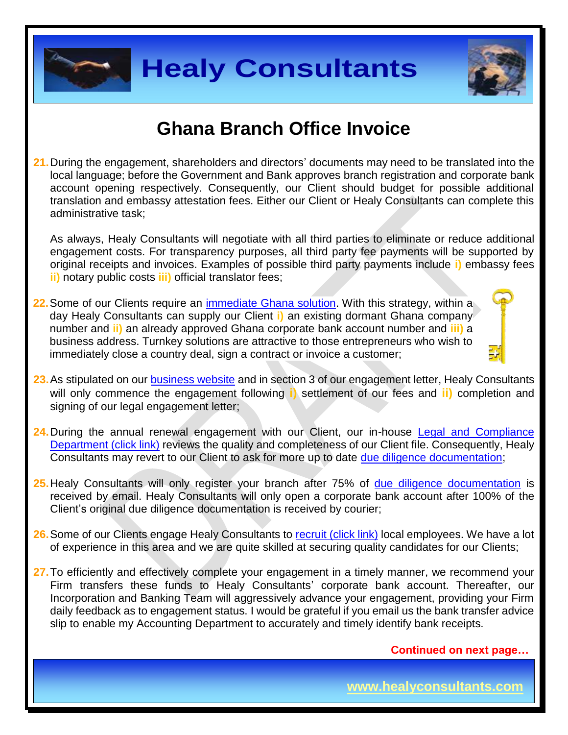# Ghana Branch Office Invoice

21. During the engagement, shareholders and directors' documents may need to be translated into the local language; before the Government and Bank approves branch registration and corporate bank account opening respectively. Consequently, our Client should budget for possible additional translation and embassy attestation fees. Either our Client or Healy Consultants can complete this administrative task;

    As always, Healy Consultants will negotiate with all third parties to eliminate or reduce additional engagement costs. For transparency purposes, all third party fee payments will be supported by original receipts and invoices. Examples of possible third party payments include **i)** embassy fees **ii)** notary public costs **iii)** official translator fees;

22. Some of our Clients require an immediate Ghana solution. With this strategy, within a day Healy Consultants can supply our Client **i)** an existing dormant Ghana company number and **ii)** an already approved Ghana corporate bank account number and **iii)** a business address. Turnkey solutions are attractive to those entrepreneurs who wish to immediately close a country deal, sign a contract or invoice a customer;

23. As stipulated on our business website and in section 3 of our engagement letter, Healy Consultants will only commence the engagement following **i)** settlement of our fees and **ii)** completion and signing of our legal engagement letter;

24. During the annual renewal engagement with our Client, our in-house Legal and Compliance Department (click link) reviews the quality and completeness of our Client file. Consequently, Healy Consultants may revert to our Client to ask for more up to date due diligence documentation;

25. Healy Consultants will only register your branch after 75% of due diligence documentation is received by email. Healy Consultants will only open a corporate bank account after 100% of the Client's original due diligence documentation is received by courier;

26. Some of our Clients engage Healy Consultants to recruit (click link) local employees. We have a lot of experience in this area and we are quite skilled at securing quality candidates for our Clients;

27. To efficiently and effectively complete your engagement in a timely manner, we recommend your Firm transfers these funds to Healy Consultants' corporate bank account. Thereafter, our Incorporation and Banking Team will aggressively advance your engagement, providing your Firm daily feedback as to engagement status. I would be grateful if you email us the bank transfer advice slip to enable my Accounting Department to accurately and timely identify bank receipts.

**Continued on next page…**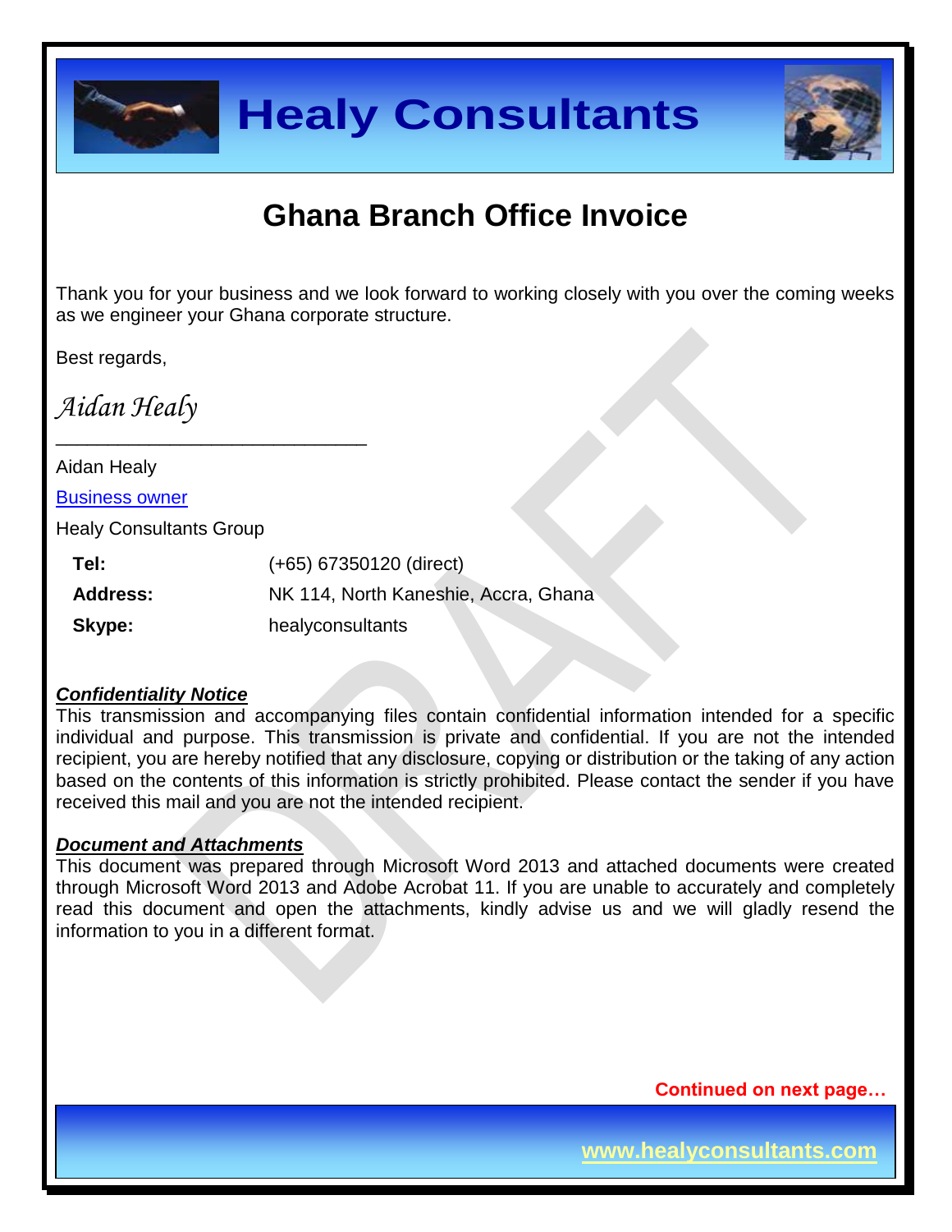# Healy Consultants

## Ghana Branch Office Invoice

Thank you for your business and we look forward to working closely with you over the coming weeks as we engineer your Ghana corporate structure.

Best regards,

*Aidan Healy*

______________________________

Aidan Healy

[Business owner]

Healy Consultants Group

| | |
|---|---|
| **Tel:** | (+65) 67350120 (direct) |
| **Address:** | NK 114, North Kaneshie, Accra, Ghana |
| **Skype:** | healyconsultants |

***Confidentiality Notice***

This transmission and accompanying files contain confidential information intended for a specific individual and purpose. This transmission is private and confidential. If you are not the intended recipient, you are hereby notified that any disclosure, copying or distribution or the taking of any action based on the contents of this information is strictly prohibited. Please contact the sender if you have received this mail and you are not the intended recipient.

***Document and Attachments***

This document was prepared through Microsoft Word 2013 and attached documents were created through Microsoft Word 2013 and Adobe Acrobat 11. If you are unable to accurately and completely read this document and open the attachments, kindly advise us and we will gladly resend the information to you in a different format.

**Continued on next page…**

www.healyconsultants.com